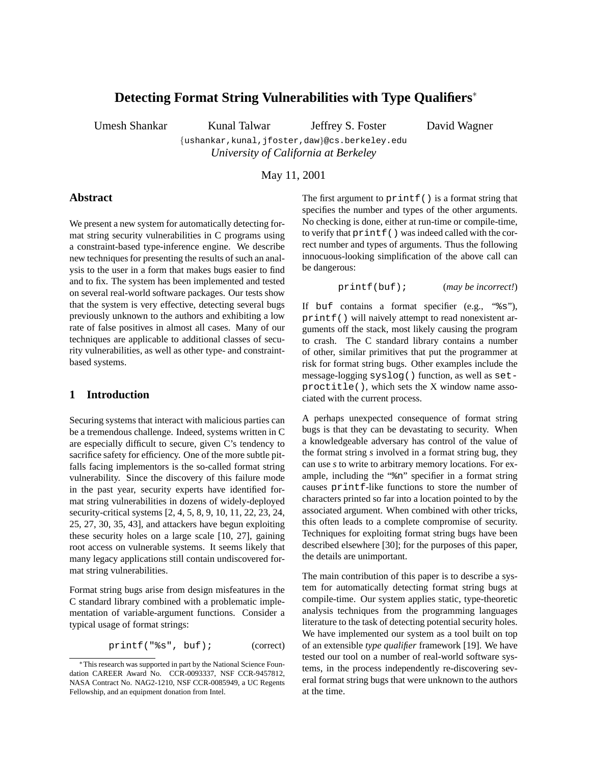# Detecting Format String Vulnerabilities with Type Qualifiers*

Umesh Shankar Kunal Talwar Jeffrey S. Foster David Wagner

{ushankar,kunal,jfoster,daw}@cs.berkeley.edu

*University of California at Berkeley*

May 11, 2001

## Abstract

We present a new system for automatically detecting format string security vulnerabilities in C programs using a constraint-based type-inference engine. We describe new techniques for presenting the results of such an analysis to the user in a form that makes bugs easier to find and to fix. The system has been implemented and tested on several real-world software packages. Our tests show that the system is very effective, detecting several bugs previously unknown to the authors and exhibiting a low rate of false positives in almost all cases. Many of our techniques are applicable to additional classes of security vulnerabilities, as well as other type- and constraint-based systems.

## 1 Introduction

Securing systems that interact with malicious parties can be a tremendous challenge. Indeed, systems written in C are especially difficult to secure, given C's tendency to sacrifice safety for efficiency. One of the more subtle pitfalls facing implementors is the so-called format string vulnerability. Since the discovery of this failure mode in the past year, security experts have identified format string vulnerabilities in dozens of widely-deployed security-critical systems [2, 4, 5, 8, 9, 10, 11, 22, 23, 24, 25, 27, 30, 35, 43], and attackers have begun exploiting these security holes on a large scale [10, 27], gaining root access on vulnerable systems. It seems likely that many legacy applications still contain undiscovered format string vulnerabilities.

Format string bugs arise from design misfeatures in the C standard library combined with a problematic implementation of variable-argument functions. Consider a typical usage of format strings:

```
printf("%s", buf);        (correct)
```

The first argument to `printf()` is a format string that specifies the number and types of the other arguments. No checking is done, either at run-time or compile-time, to verify that `printf()` was indeed called with the correct number and types of arguments. Thus the following innocuous-looking simplification of the above call can be dangerous:

```
printf(buf);        (may be incorrect!)
```

If `buf` contains a format specifier (e.g., "`%s`"), `printf()` will naively attempt to read nonexistent arguments off the stack, most likely causing the program to crash. The C standard library contains a number of other, similar primitives that put the programmer at risk for format string bugs. Other examples include the message-logging `syslog()` function, as well as `setproctitle()`, which sets the X window name associated with the current process.

A perhaps unexpected consequence of format string bugs is that they can be devastating to security. When a knowledgeable adversary has control of the value of the format string *s* involved in a format string bug, they can use *s* to write to arbitrary memory locations. For example, including the "`%n`" specifier in a format string causes `printf`-like functions to store the number of characters printed so far into a location pointed to by the associated argument. When combined with other tricks, this often leads to a complete compromise of security. Techniques for exploiting format string bugs have been described elsewhere [30]; for the purposes of this paper, the details are unimportant.

The main contribution of this paper is to describe a system for automatically detecting format string bugs at compile-time. Our system applies static, type-theoretic analysis techniques from the programming languages literature to the task of detecting potential security holes. We have implemented our system as a tool built on top of an extensible *type qualifier* framework [19]. We have tested our tool on a number of real-world software systems, in the process independently re-discovering several format string bugs that were unknown to the authors at the time.

*This research was supported in part by the National Science Foundation CAREER Award No. CCR-0093337, NSF CCR-9457812, NASA Contract No. NAG2-1210, NSF CCR-0085949, a UC Regents Fellowship, and an equipment donation from Intel.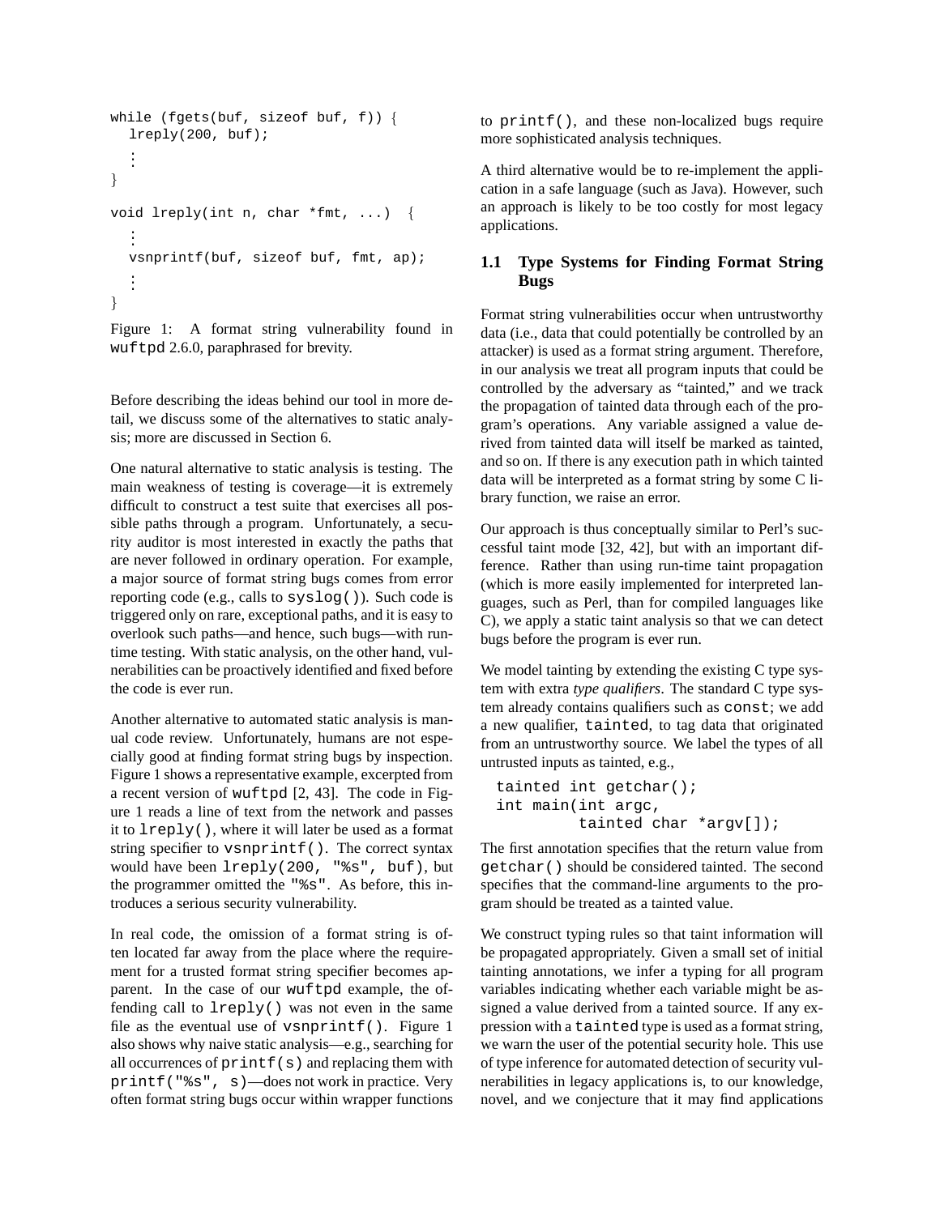```
while (fgets(buf, sizeof buf, f)) {
  lreply(200, buf);
  ⋮
}

void lreply(int n, char *fmt, ...)  {
  ⋮
  vsnprintf(buf, sizeof buf, fmt, ap);
  ⋮
}
```

Figure 1: A format string vulnerability found in wuftpd 2.6.0, paraphrased for brevity.

Before describing the ideas behind our tool in more detail, we discuss some of the alternatives to static analysis; more are discussed in Section 6.

One natural alternative to static analysis is testing. The main weakness of testing is coverage—it is extremely difficult to construct a test suite that exercises all possible paths through a program. Unfortunately, a security auditor is most interested in exactly the paths that are never followed in ordinary operation. For example, a major source of format string bugs comes from error reporting code (e.g., calls to `syslog()`). Such code is triggered only on rare, exceptional paths, and it is easy to overlook such paths—and hence, such bugs—with runtime testing. With static analysis, on the other hand, vulnerabilities can be proactively identified and fixed before the code is ever run.

Another alternative to automated static analysis is manual code review. Unfortunately, humans are not especially good at finding format string bugs by inspection. Figure 1 shows a representative example, excerpted from a recent version of `wuftpd` [2, 43]. The code in Figure 1 reads a line of text from the network and passes it to `lreply()`, where it will later be used as a format string specifier to `vsnprintf()`. The correct syntax would have been `lreply(200, "%s", buf)`, but the programmer omitted the `"%s"`. As before, this introduces a serious security vulnerability.

In real code, the omission of a format string is often located far away from the place where the requirement for a trusted format string specifier becomes apparent. In the case of our `wuftpd` example, the offending call to `lreply()` was not even in the same file as the eventual use of `vsnprintf()`. Figure 1 also shows why naive static analysis—e.g., searching for all occurrences of `printf(s)` and replacing them with `printf("%s", s)`—does not work in practice. Very often format string bugs occur within wrapper functions to `printf()`, and these non-localized bugs require more sophisticated analysis techniques.

A third alternative would be to re-implement the application in a safe language (such as Java). However, such an approach is likely to be too costly for most legacy applications.

## 1.1 Type Systems for Finding Format String Bugs

Format string vulnerabilities occur when untrustworthy data (i.e., data that could potentially be controlled by an attacker) is used as a format string argument. Therefore, in our analysis we treat all program inputs that could be controlled by the adversary as "tainted," and we track the propagation of tainted data through each of the program's operations. Any variable assigned a value derived from tainted data will itself be marked as tainted, and so on. If there is any execution path in which tainted data will be interpreted as a format string by some C library function, we raise an error.

Our approach is thus conceptually similar to Perl's successful taint mode [32, 42], but with an important difference. Rather than using run-time taint propagation (which is more easily implemented for interpreted languages, such as Perl, than for compiled languages like C), we apply a static taint analysis so that we can detect bugs before the program is ever run.

We model tainting by extending the existing C type system with extra *type qualifiers*. The standard C type system already contains qualifiers such as `const`; we add a new qualifier, `tainted`, to tag data that originated from an untrustworthy source. We label the types of all untrusted inputs as tainted, e.g.,

```
tainted int getchar();
int main(int argc,
         tainted char *argv[]);
```

The first annotation specifies that the return value from `getchar()` should be considered tainted. The second specifies that the command-line arguments to the program should be treated as a tainted value.

We construct typing rules so that taint information will be propagated appropriately. Given a small set of initial tainting annotations, we infer a typing for all program variables indicating whether each variable might be assigned a value derived from a tainted source. If any expression with a `tainted` type is used as a format string, we warn the user of the potential security hole. This use of type inference for automated detection of security vulnerabilities in legacy applications is, to our knowledge, novel, and we conjecture that it may find applications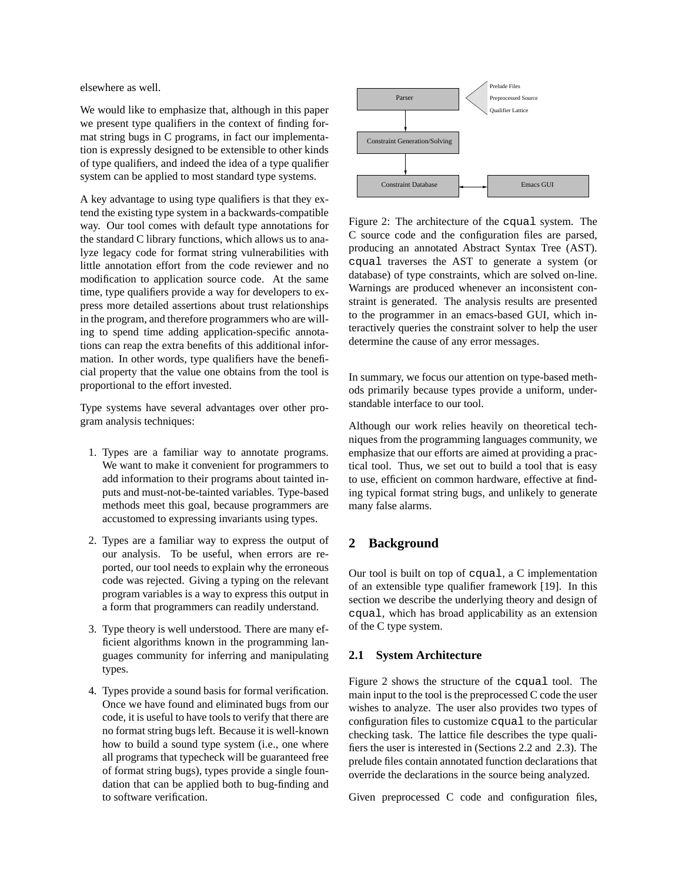elsewhere as well.

We would like to emphasize that, although in this paper we present type qualifiers in the context of finding format string bugs in C programs, in fact our implementation is expressly designed to be extensible to other kinds of type qualifiers, and indeed the idea of a type qualifier system can be applied to most standard type systems.

A key advantage to using type qualifiers is that they extend the existing type system in a backwards-compatible way. Our tool comes with default type annotations for the standard C library functions, which allows us to analyze legacy code for format string vulnerabilities with little annotation effort from the code reviewer and no modification to application source code. At the same time, type qualifiers provide a way for developers to express more detailed assertions about trust relationships in the program, and therefore programmers who are willing to spend time adding application-specific annotations can reap the extra benefits of this additional information. In other words, type qualifiers have the beneficial property that the value one obtains from the tool is proportional to the effort invested.

Type systems have several advantages over other program analysis techniques:

1. Types are a familiar way to annotate programs. We want to make it convenient for programmers to add information to their programs about tainted inputs and must-not-be-tainted variables. Type-based methods meet this goal, because programmers are accustomed to expressing invariants using types.
2. Types are a familiar way to express the output of our analysis. To be useful, when errors are reported, our tool needs to explain why the erroneous code was rejected. Giving a typing on the relevant program variables is a way to express this output in a form that programmers can readily understand.
3. Type theory is well understood. There are many efficient algorithms known in the programming languages community for inferring and manipulating types.
4. Types provide a sound basis for formal verification. Once we have found and eliminated bugs from our code, it is useful to have tools to verify that there are no format string bugs left. Because it is well-known how to build a sound type system (i.e., one where all programs that typecheck will be guaranteed free of format string bugs), types provide a single foundation that can be applied both to bug-finding and to software verification.

Prelude Files
Preprocessed Source
Qualifier Lattice

Parser

Constraint Generation/Solving

Constraint Database

Emacs GUI

Figure 2: The architecture of the `cqual` system. The C source code and the configuration files are parsed, producing an annotated Abstract Syntax Tree (AST). `cqual` traverses the AST to generate a system (or database) of type constraints, which are solved on-line. Warnings are produced whenever an inconsistent constraint is generated. The analysis results are presented to the programmer in an emacs-based GUI, which interactively queries the constraint solver to help the user determine the cause of any error messages.

In summary, we focus our attention on type-based methods primarily because types provide a uniform, understandable interface to our tool.

Although our work relies heavily on theoretical techniques from the programming languages community, we emphasize that our efforts are aimed at providing a practical tool. Thus, we set out to build a tool that is easy to use, efficient on common hardware, effective at finding typical format string bugs, and unlikely to generate many false alarms.

## 2 Background

Our tool is built on top of `cqual`, a C implementation of an extensible type qualifier framework [19]. In this section we describe the underlying theory and design of `cqual`, which has broad applicability as an extension of the C type system.

### 2.1 System Architecture

Figure 2 shows the structure of the `cqual` tool. The main input to the tool is the preprocessed C code the user wishes to analyze. The user also provides two types of configuration files to customize `cqual` to the particular checking task. The lattice file describes the type qualifiers the user is interested in (Sections 2.2 and 2.3). The prelude files contain annotated function declarations that override the declarations in the source being analyzed.

Given preprocessed C code and configuration files,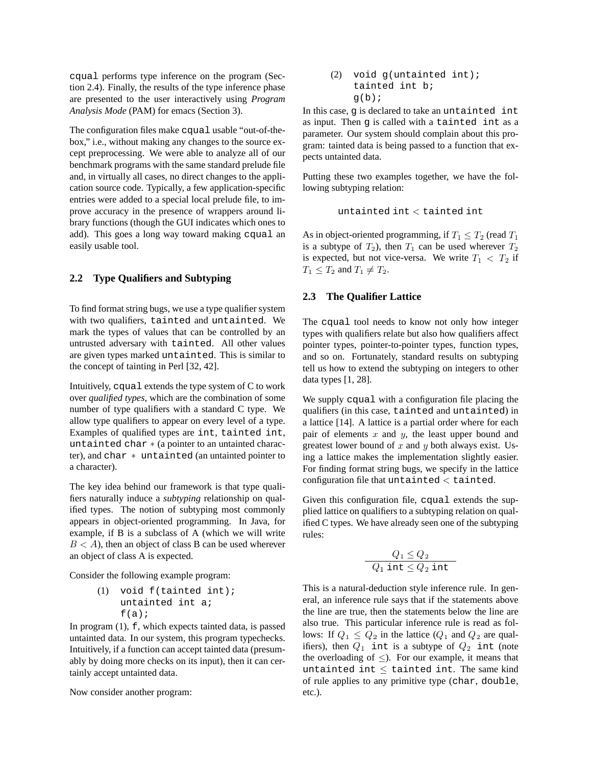`cqual` performs type inference on the program (Section 2.4). Finally, the results of the type inference phase are presented to the user interactively using *Program Analysis Mode* (PAM) for emacs (Section 3).

The configuration files make `cqual` usable "out-of-the-box," i.e., without making any changes to the source except preprocessing. We were able to analyze all of our benchmark programs with the same standard prelude file and, in virtually all cases, no direct changes to the application source code. Typically, a few application-specific entries were added to a special local prelude file, to improve accuracy in the presence of wrappers around library functions (though the GUI indicates which ones to add). This goes a long way toward making `cqual` an easily usable tool.

### 2.2 Type Qualifiers and Subtyping

To find format string bugs, we use a type qualifier system with two qualifiers, `tainted` and `untainted`. We mark the types of values that can be controlled by an untrusted adversary with `tainted`. All other values are given types marked `untainted`. This is similar to the concept of tainting in Perl [32, 42].

Intuitively, `cqual` extends the type system of C to work over *qualified types*, which are the combination of some number of type qualifiers with a standard C type. We allow type qualifiers to appear on every level of a type. Examples of qualified types are `int`, `tainted int`, `untainted char *` (a pointer to an untainted character), and `char * untainted` (an untainted pointer to a character).

The key idea behind our framework is that type qualifiers naturally induce a *subtyping* relationship on qualified types. The notion of subtyping most commonly appears in object-oriented programming. In Java, for example, if B is a subclass of A (which we will write $B < A$), then an object of class B can be used wherever an object of class A is expected.

Consider the following example program:

```
(1)  void f(tainted int);
     untainted int a;
     f(a);
```

In program (1), `f`, which expects tainted data, is passed untainted data. In our system, this program typechecks. Intuitively, if a function can accept tainted data (presumably by doing more checks on its input), then it can certainly accept untainted data.

Now consider another program:

```
(2)  void g(untainted int);
     tainted int b;
     g(b);
```

In this case, `g` is declared to take an `untainted int` as input. Then `g` is called with a `tainted int` as a parameter. Our system should complain about this program: tainted data is being passed to a function that expects untainted data.

Putting these two examples together, we have the following subtyping relation:

$$\texttt{untainted int} < \texttt{tainted int}$$

As in object-oriented programming, if $T_1 \leq T_2$ (read $T_1$ is a subtype of $T_2$), then $T_1$ can be used wherever $T_2$ is expected, but not vice-versa. We write $T_1 < T_2$ if $T_1 \leq T_2$ and $T_1 \neq T_2$.

### 2.3 The Qualifier Lattice

The `cqual` tool needs to know not only how integer types with qualifiers relate but also how qualifiers affect pointer types, pointer-to-pointer types, function types, and so on. Fortunately, standard results on subtyping tell us how to extend the subtyping on integers to other data types [1, 28].

We supply `cqual` with a configuration file placing the qualifiers (in this case, `tainted` and `untainted`) in a lattice [14]. A lattice is a partial order where for each pair of elements $x$ and $y$, the least upper bound and greatest lower bound of $x$ and $y$ both always exist. Using a lattice makes the implementation slightly easier. For finding format string bugs, we specify in the lattice configuration file that `untainted` $<$ `tainted`.

Given this configuration file, `cqual` extends the supplied lattice on qualifiers to a subtyping relation on qualified C types. We have already seen one of the subtyping rules:

$$\frac{Q_1 \leq Q_2}{Q_1\ \texttt{int} \leq Q_2\ \texttt{int}}$$

This is a natural-deduction style inference rule. In general, an inference rule says that if the statements above the line are true, then the statements below the line are also true. This particular inference rule is read as follows: If $Q_1 \leq Q_2$ in the lattice ($Q_1$ and $Q_2$ are qualifiers), then $Q_1$ `int` is a subtype of $Q_2$ `int` (note the overloading of $\leq$). For our example, it means that `untainted int` $\leq$ `tainted int`. The same kind of rule applies to any primitive type (`char`, `double`, etc.).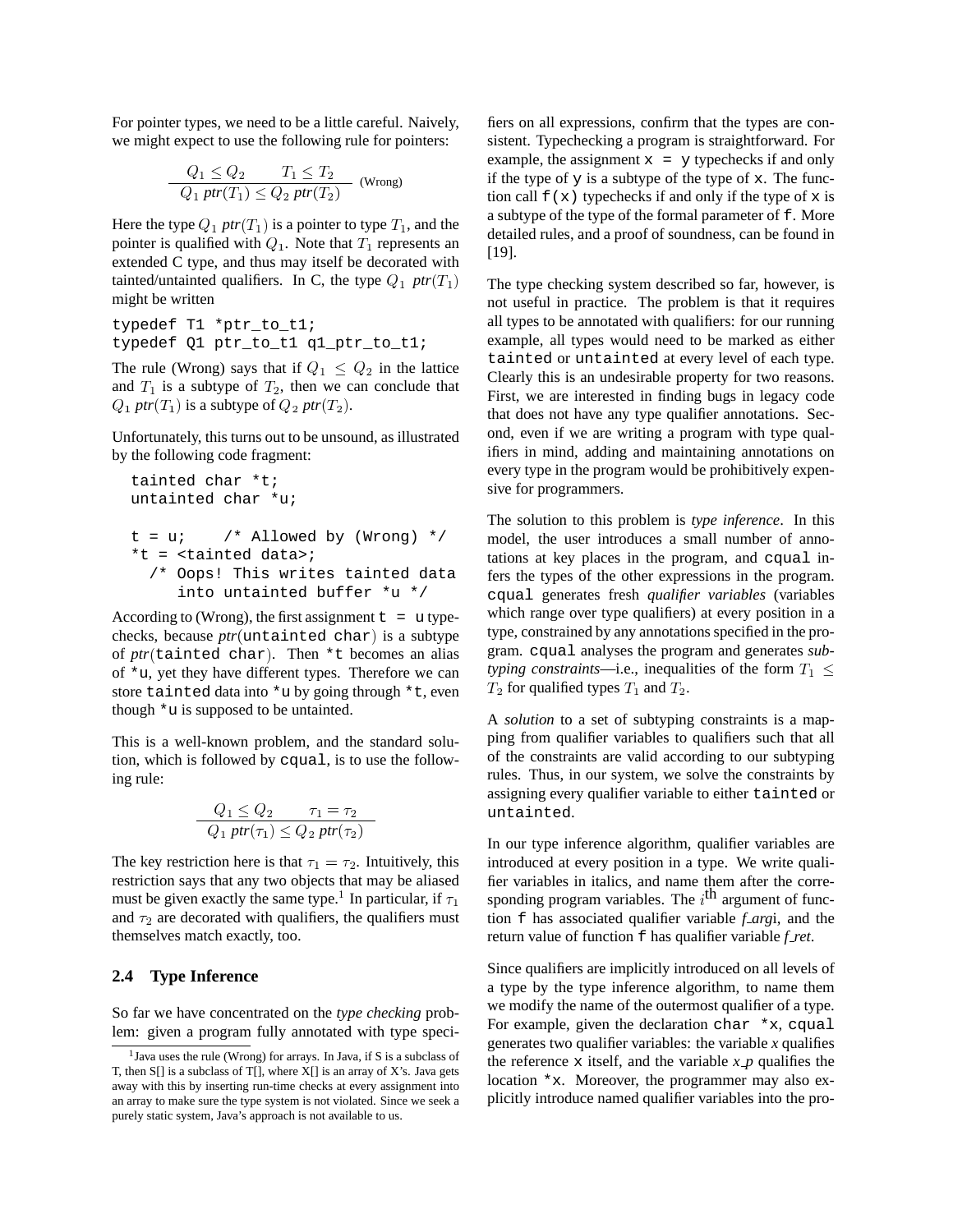For pointer types, we need to be a little careful. Naively, we might expect to use the following rule for pointers:

$$\frac{Q_1 \leq Q_2 \qquad T_1 \leq T_2}{Q_1\ ptr(T_1) \leq Q_2\ ptr(T_2)} \text{ (Wrong)}$$

Here the type $Q_1\ ptr(T_1)$ is a pointer to type $T_1$, and the pointer is qualified with $Q_1$. Note that $T_1$ represents an extended C type, and thus may itself be decorated with tainted/untainted qualifiers. In C, the type $Q_1\ ptr(T_1)$ might be written

```
typedef T1 *ptr_to_t1;
typedef Q1 ptr_to_t1 q1_ptr_to_t1;
```

The rule (Wrong) says that if $Q_1 \leq Q_2$ in the lattice and $T_1$ is a subtype of $T_2$, then we can conclude that $Q_1\ ptr(T_1)$ is a subtype of $Q_2\ ptr(T_2)$.

Unfortunately, this turns out to be unsound, as illustrated by the following code fragment:

```
tainted char *t;
untainted char *u;

t = u;    /* Allowed by (Wrong) */
*t = <tainted data>;
  /* Oops! This writes tainted data
     into untainted buffer *u */
```

According to (Wrong), the first assignment `t = u` typechecks, because *ptr*(`untainted char`) is a subtype of *ptr*(`tainted char`). Then `*t` becomes an alias of `*u`, yet they have different types. Therefore we can store `tainted` data into `*u` by going through `*t`, even though `*u` is supposed to be untainted.

This is a well-known problem, and the standard solution, which is followed by `cqual`, is to use the following rule:

$$\frac{Q_1 \leq Q_2 \qquad \tau_1 = \tau_2}{Q_1\ ptr(\tau_1) \leq Q_2\ ptr(\tau_2)}$$

The key restriction here is that $\tau_1 = \tau_2$. Intuitively, this restriction says that any two objects that may be aliased must be given exactly the same type.[1] In particular, if $\tau_1$ and $\tau_2$ are decorated with qualifiers, the qualifiers must themselves match exactly, too.

[1] Java uses the rule (Wrong) for arrays. In Java, if S is a subclass of T, then S[] is a subclass of T[], where X[] is an array of X's. Java gets away with this by inserting run-time checks at every assignment into an array to make sure the type system is not violated. Since we seek a purely static system, Java's approach is not available to us.

### 2.4 Type Inference

So far we have concentrated on the *type checking* problem: given a program fully annotated with type specifiers on all expressions, confirm that the types are consistent. Typechecking a program is straightforward. For example, the assignment `x = y` typechecks if and only if the type of `y` is a subtype of the type of `x`. The function call `f(x)` typechecks if and only if the type of `x` is a subtype of the type of the formal parameter of `f`. More detailed rules, and a proof of soundness, can be found in [19].

The type checking system described so far, however, is not useful in practice. The problem is that it requires all types to be annotated with qualifiers: for our running example, all types would need to be marked as either `tainted` or `untainted` at every level of each type. Clearly this is an undesirable property for two reasons. First, we are interested in finding bugs in legacy code that does not have any type qualifier annotations. Second, even if we are writing a program with type qualifiers in mind, adding and maintaining annotations on every type in the program would be prohibitively expensive for programmers.

The solution to this problem is *type inference*. In this model, the user introduces a small number of annotations at key places in the program, and `cqual` infers the types of the other expressions in the program. `cqual` generates fresh *qualifier variables* (variables which range over type qualifiers) at every position in a type, constrained by any annotations specified in the program. `cqual` analyses the program and generates *subtyping constraints*—i.e., inequalities of the form $T_1 \leq T_2$ for qualified types $T_1$ and $T_2$.

A *solution* to a set of subtyping constraints is a mapping from qualifier variables to qualifiers such that all of the constraints are valid according to our subtyping rules. Thus, in our system, we solve the constraints by assigning every qualifier variable to either `tainted` or `untainted`.

In our type inference algorithm, qualifier variables are introduced at every position in a type. We write qualifier variables in italics, and name them after the corresponding program variables. The $i^{\text{th}}$ argument of function `f` has associated qualifier variable *f_arg*i, and the return value of function `f` has qualifier variable *f_ret*.

Since qualifiers are implicitly introduced on all levels of a type by the type inference algorithm, to name them we modify the name of the outermost qualifier of a type. For example, given the declaration `char *x`, `cqual` generates two qualifier variables: the variable *x* qualifies the reference `x` itself, and the variable *x_p* qualifies the location `*x`. Moreover, the programmer may also explicitly introduce named qualifier variables into the pro-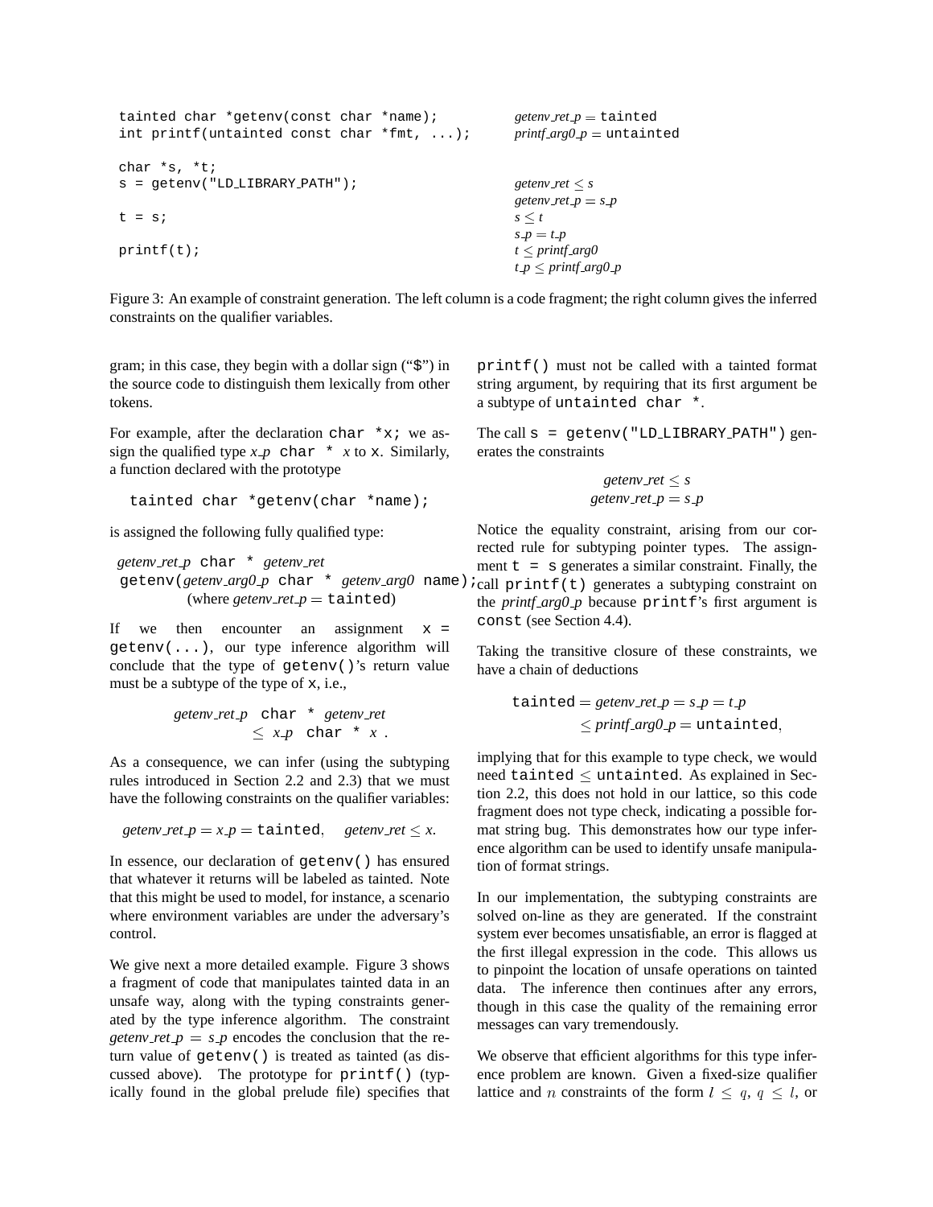| Code | Constraints |
|---|---|
| `tainted char *getenv(const char *name);` | $getenv\_ret\_p = \texttt{tainted}$ |
| `int printf(untainted const char *fmt, ...);` | $printf\_arg0\_p = \texttt{untainted}$ |
| `char *s, *t;` | |
| `s = getenv("LD_LIBRARY_PATH");` | $getenv\_ret \le s$ |
| | $getenv\_ret\_p = s\_p$ |
| `t = s;` | $s \le t$ |
| | $s\_p = t\_p$ |
| `printf(t);` | $t \le printf\_arg0$ |
| | $t\_p \le printf\_arg0\_p$ |

Figure 3: An example of constraint generation. The left column is a code fragment; the right column gives the inferred constraints on the qualifier variables.

gram; in this case, they begin with a dollar sign ("$") in the source code to distinguish them lexically from other tokens.

For example, after the declaration `char *x;` we assign the qualified type $x\_p$ `char *` $x$ to `x`. Similarly, a function declared with the prototype

```
tainted char *getenv(char *name);
```

is assigned the following fully qualified type:

$getenv\_ret\_p$ `char *` $getenv\_ret$
`getenv(`$getenv\_arg0\_p$ `char *` $getenv\_arg0$ `name);`
(where $getenv\_ret\_p = \texttt{tainted}$)

If we then encounter an assignment `x = getenv(...)`, our type inference algorithm will conclude that the type of `getenv()`'s return value must be a subtype of the type of `x`, i.e.,

$$getenv\_ret\_p \;\; \texttt{char *} \;\; getenv\_ret \le x\_p \;\; \texttt{char *} \;\; x \;.$$

As a consequence, we can infer (using the subtyping rules introduced in Section 2.2 and 2.3) that we must have the following constraints on the qualifier variables:

$$getenv\_ret\_p = x\_p = \texttt{tainted}, \quad getenv\_ret \le x.$$

In essence, our declaration of `getenv()` has ensured that whatever it returns will be labeled as tainted. Note that this might be used to model, for instance, a scenario where environment variables are under the adversary's control.

We give next a more detailed example. Figure 3 shows a fragment of code that manipulates tainted data in an unsafe way, along with the typing constraints generated by the type inference algorithm. The constraint $getenv\_ret\_p = s\_p$ encodes the conclusion that the return value of `getenv()` is treated as tainted (as discussed above). The prototype for `printf()` (typically found in the global prelude file) specifies that `printf()` must not be called with a tainted format string argument, by requiring that its first argument be a subtype of `untainted char *`.

The call `s = getenv("LD_LIBRARY_PATH")` generates the constraints

$$getenv\_ret \le s$$
$$getenv\_ret\_p = s\_p$$

Notice the equality constraint, arising from our corrected rule for subtyping pointer types. The assignment `t = s` generates a similar constraint. Finally, the call `printf(t)` generates a subtyping constraint on the $printf\_arg0\_p$ because `printf`'s first argument is `const` (see Section 4.4).

Taking the transitive closure of these constraints, we have a chain of deductions

$$\texttt{tainted} = getenv\_ret\_p = s\_p = t\_p \le printf\_arg0\_p = \texttt{untainted},$$

implying that for this example to type check, we would need $\texttt{tainted} \le \texttt{untainted}$. As explained in Section 2.2, this does not hold in our lattice, so this code fragment does not type check, indicating a possible format string bug. This demonstrates how our type inference algorithm can be used to identify unsafe manipulation of format strings.

In our implementation, the subtyping constraints are solved on-line as they are generated. If the constraint system ever becomes unsatisfiable, an error is flagged at the first illegal expression in the code. This allows us to pinpoint the location of unsafe operations on tainted data. The inference then continues after any errors, though in this case the quality of the remaining error messages can vary tremendously.

We observe that efficient algorithms for this type inference problem are known. Given a fixed-size qualifier lattice and $n$ constraints of the form $l \le q$, $q \le l$, or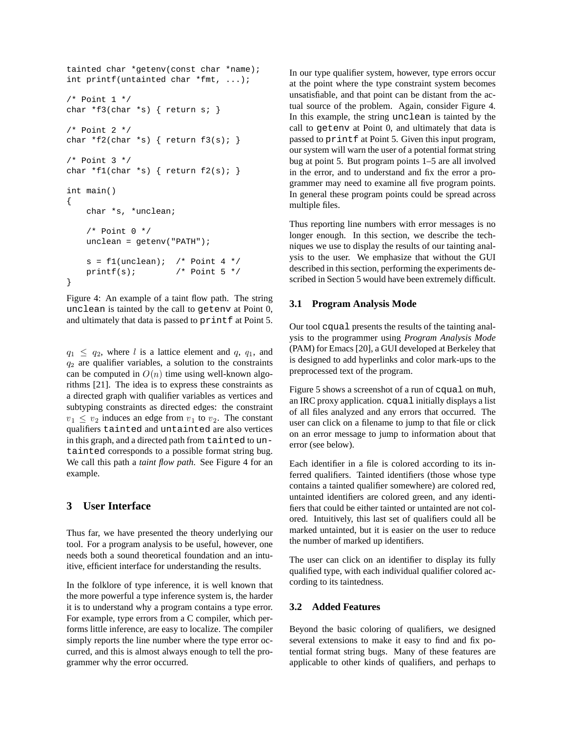```
tainted char *getenv(const char *name);
int printf(untainted char *fmt, ...);

/* Point 1 */
char *f3(char *s) { return s; }

/* Point 2 */
char *f2(char *s) { return f3(s); }

/* Point 3 */
char *f1(char *s) { return f2(s); }

int main()
{
    char *s, *unclean;

    /* Point 0 */
    unclean = getenv("PATH");

    s = f1(unclean);  /* Point 4 */
    printf(s);        /* Point 5 */
}
```

Figure 4: An example of a taint flow path. The string `unclean` is tainted by the call to `getenv` at Point 0, and ultimately that data is passed to `printf` at Point 5.

$q_1 \leq q_2$, where $l$ is a lattice element and $q$, $q_1$, and $q_2$ are qualifier variables, a solution to the constraints can be computed in $O(n)$ time using well-known algorithms [21]. The idea is to express these constraints as a directed graph with qualifier variables as vertices and subtyping constraints as directed edges: the constraint $v_1 \leq v_2$ induces an edge from $v_1$ to $v_2$. The constant qualifiers `tainted` and `untainted` are also vertices in this graph, and a directed path from `tainted` to `untainted` corresponds to a possible format string bug. We call this path a *taint flow path*. See Figure 4 for an example.

## 3 User Interface

Thus far, we have presented the theory underlying our tool. For a program analysis to be useful, however, one needs both a sound theoretical foundation and an intuitive, efficient interface for understanding the results.

In the folklore of type inference, it is well known that the more powerful a type inference system is, the harder it is to understand why a program contains a type error. For example, type errors from a C compiler, which performs little inference, are easy to localize. The compiler simply reports the line number where the type error occurred, and this is almost always enough to tell the programmer why the error occurred.

In our type qualifier system, however, type errors occur at the point where the type constraint system becomes unsatisfiable, and that point can be distant from the actual source of the problem. Again, consider Figure 4. In this example, the string `unclean` is tainted by the call to `getenv` at Point 0, and ultimately that data is passed to `printf` at Point 5. Given this input program, our system will warn the user of a potential format string bug at point 5. But program points 1–5 are all involved in the error, and to understand and fix the error a programmer may need to examine all five program points. In general these program points could be spread across multiple files.

Thus reporting line numbers with error messages is no longer enough. In this section, we describe the techniques we use to display the results of our tainting analysis to the user. We emphasize that without the GUI described in this section, performing the experiments described in Section 5 would have been extremely difficult.

### 3.1 Program Analysis Mode

Our tool `cqual` presents the results of the tainting analysis to the programmer using *Program Analysis Mode* (PAM) for Emacs [20], a GUI developed at Berkeley that is designed to add hyperlinks and color mark-ups to the preprocessed text of the program.

Figure 5 shows a screenshot of a run of `cqual` on `muh`, an IRC proxy application. `cqual` initially displays a list of all files analyzed and any errors that occurred. The user can click on a filename to jump to that file or click on an error message to jump to information about that error (see below).

Each identifier in a file is colored according to its inferred qualifiers. Tainted identifiers (those whose type contains a tainted qualifier somewhere) are colored red, untainted identifiers are colored green, and any identifiers that could be either tainted or untainted are not colored. Intuitively, this last set of qualifiers could all be marked untainted, but it is easier on the user to reduce the number of marked up identifiers.

The user can click on an identifier to display its fully qualified type, with each individual qualifier colored according to its taintedness.

### 3.2 Added Features

Beyond the basic coloring of qualifiers, we designed several extensions to make it easy to find and fix potential format string bugs. Many of these features are applicable to other kinds of qualifiers, and perhaps to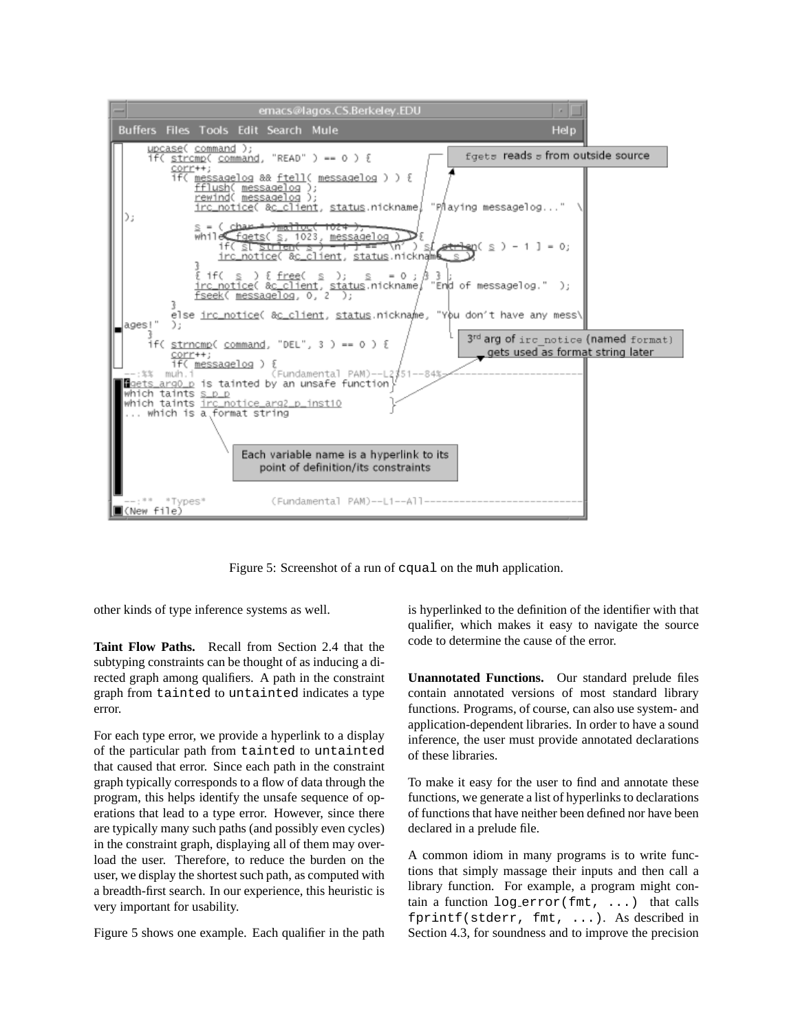Figure 5: Screenshot of a run of cqual on the muh application.

other kinds of type inference systems as well.

**Taint Flow Paths.** Recall from Section 2.4 that the subtyping constraints can be thought of as inducing a directed graph among qualifiers. A path in the constraint graph from tainted to untainted indicates a type error.

For each type error, we provide a hyperlink to a display of the particular path from tainted to untainted that caused that error. Since each path in the constraint graph typically corresponds to a flow of data through the program, this helps identify the unsafe sequence of operations that lead to a type error. However, since there are typically many such paths (and possibly even cycles) in the constraint graph, displaying all of them may overload the user. Therefore, to reduce the burden on the user, we display the shortest such path, as computed with a breadth-first search. In our experience, this heuristic is very important for usability.

Figure 5 shows one example. Each qualifier in the path is hyperlinked to the definition of the identifier with that qualifier, which makes it easy to navigate the source code to determine the cause of the error.

**Unannotated Functions.** Our standard prelude files contain annotated versions of most standard library functions. Programs, of course, can also use system- and application-dependent libraries. In order to have a sound inference, the user must provide annotated declarations of these libraries.

To make it easy for the user to find and annotate these functions, we generate a list of hyperlinks to declarations of functions that have neither been defined nor have been declared in a prelude file.

A common idiom in many programs is to write functions that simply massage their inputs and then call a library function. For example, a program might contain a function log_error(fmt, ...) that calls fprintf(stderr, fmt, ...). As described in Section 4.3, for soundness and to improve the precision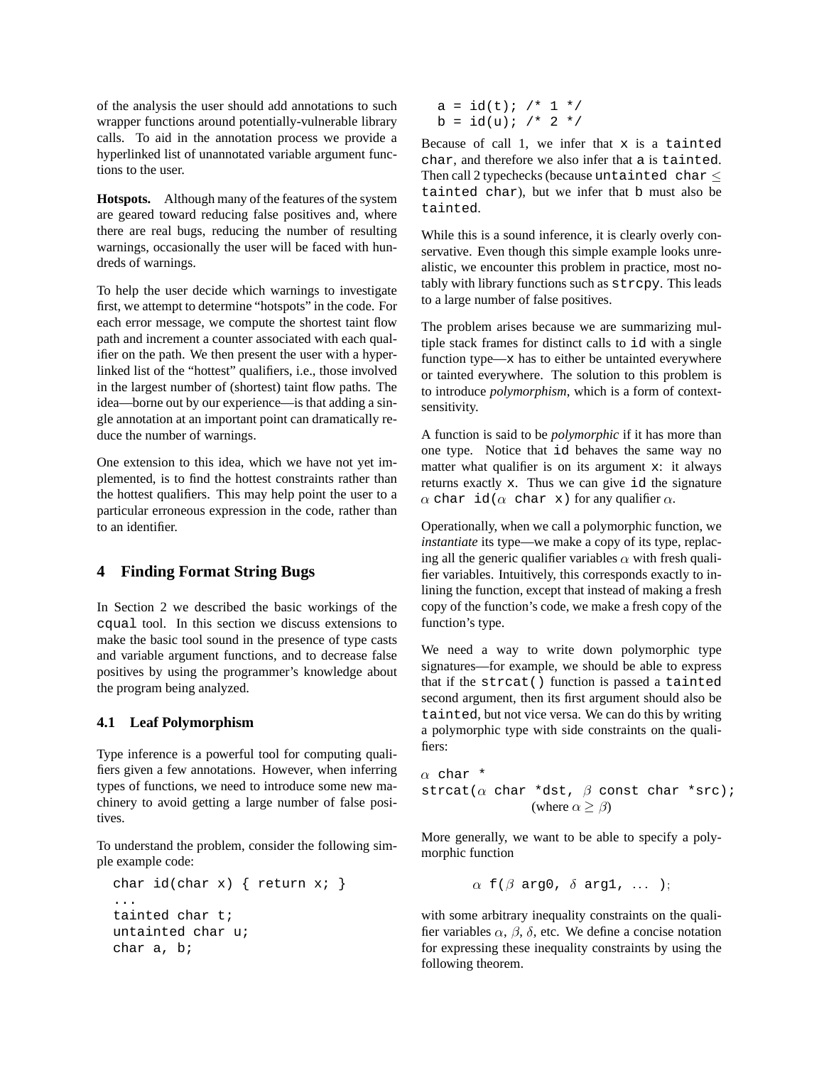of the analysis the user should add annotations to such wrapper functions around potentially-vulnerable library calls. To aid in the annotation process we provide a hyperlinked list of unannotated variable argument functions to the user.

**Hotspots.** Although many of the features of the system are geared toward reducing false positives and, where there are real bugs, reducing the number of resulting warnings, occasionally the user will be faced with hundreds of warnings.

To help the user decide which warnings to investigate first, we attempt to determine "hotspots" in the code. For each error message, we compute the shortest taint flow path and increment a counter associated with each qualifier on the path. We then present the user with a hyperlinked list of the "hottest" qualifiers, i.e., those involved in the largest number of (shortest) taint flow paths. The idea—borne out by our experience—is that adding a single annotation at an important point can dramatically reduce the number of warnings.

One extension to this idea, which we have not yet implemented, is to find the hottest constraints rather than the hottest qualifiers. This may help point the user to a particular erroneous expression in the code, rather than to an identifier.

## 4 Finding Format String Bugs

In Section 2 we described the basic workings of the `cqual` tool. In this section we discuss extensions to make the basic tool sound in the presence of type casts and variable argument functions, and to decrease false positives by using the programmer's knowledge about the program being analyzed.

### 4.1 Leaf Polymorphism

Type inference is a powerful tool for computing qualifiers given a few annotations. However, when inferring types of functions, we need to introduce some new machinery to avoid getting a large number of false positives.

To understand the problem, consider the following simple example code:

```
char id(char x) { return x; }
...
tainted char t;
untainted char u;
char a, b;

a = id(t); /* 1 */
b = id(u); /* 2 */
```

Because of call 1, we infer that `x` is a `tainted char`, and therefore we also infer that `a` is `tainted`. Then call 2 typechecks (because `untainted char` $\leq$ `tainted char`), but we infer that `b` must also be `tainted`.

While this is a sound inference, it is clearly overly conservative. Even though this simple example looks unrealistic, we encounter this problem in practice, most notably with library functions such as `strcpy`. This leads to a large number of false positives.

The problem arises because we are summarizing multiple stack frames for distinct calls to `id` with a single function type—`x` has to either be untainted everywhere or tainted everywhere. The solution to this problem is to introduce *polymorphism*, which is a form of context-sensitivity.

A function is said to be *polymorphic* if it has more than one type. Notice that `id` behaves the same way no matter what qualifier is on its argument `x`: it always returns exactly `x`. Thus we can give `id` the signature $\alpha$ `char id(`$\alpha$ `char x)` for any qualifier $\alpha$.

Operationally, when we call a polymorphic function, we *instantiate* its type—we make a copy of its type, replacing all the generic qualifier variables $\alpha$ with fresh qualifier variables. Intuitively, this corresponds exactly to inlining the function, except that instead of making a fresh copy of the function's code, we make a fresh copy of the function's type.

We need a way to write down polymorphic type signatures—for example, we should be able to express that if the `strcat()` function is passed a `tainted` second argument, then its first argument should also be `tainted`, but not vice versa. We can do this by writing a polymorphic type with side constraints on the qualifiers:

$\alpha$ `char *`
`strcat(`$\alpha$ `char *dst,` $\beta$ `const char *src);`
(where $\alpha \geq \beta$)

More generally, we want to be able to specify a polymorphic function

$\alpha$ `f(`$\beta$ `arg0,` $\delta$ `arg1,` $\ldots$ `);`

with some arbitrary inequality constraints on the qualifier variables $\alpha$, $\beta$, $\delta$, etc. We define a concise notation for expressing these inequality constraints by using the following theorem.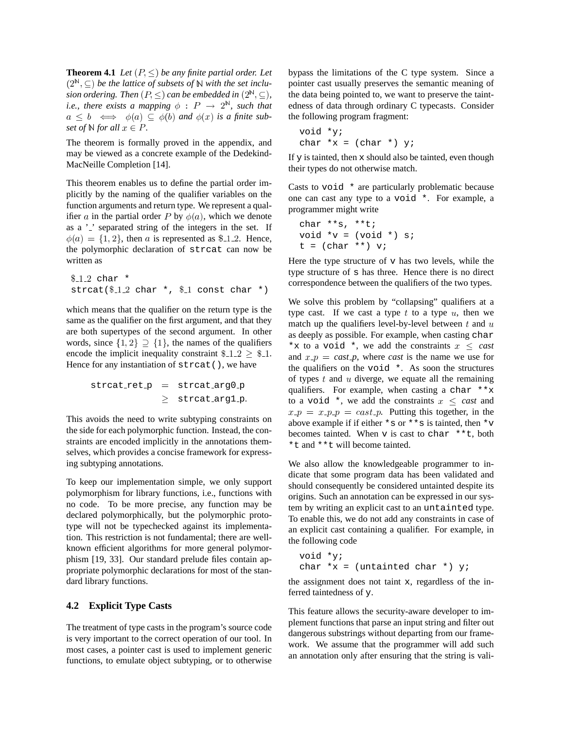**Theorem 4.1** *Let $(P, \leq)$ be any finite partial order. Let $(2^{\mathbb{N}}, \subseteq)$ be the lattice of subsets of $\mathbb{N}$ with the set inclusion ordering. Then $(P, \leq)$ can be embedded in $(2^{\mathbb{N}}, \subseteq)$, i.e., there exists a mapping $\phi : P \rightarrow 2^{\mathbb{N}}$, such that $a \leq b \iff \phi(a) \subseteq \phi(b)$ and $\phi(x)$ is a finite subset of $\mathbb{N}$ for all $x \in P$.*

The theorem is formally proved in the appendix, and may be viewed as a concrete example of the Dedekind-MacNeille Completion [14].

This theorem enables us to define the partial order implicitly by the naming of the qualifier variables on the function arguments and return type. We represent a qualifier $a$ in the partial order $P$ by $\phi(a)$, which we denote as a '_' separated string of the integers in the set. If $\phi(a) = \{1, 2\}$, then $a$ is represented as $\$\_1\_2$. Hence, the polymorphic declaration of `strcat` can now be written as

```
$_1_2 char *
strcat($_1_2 char *, $_1 const char *)
```

which means that the qualifier on the return type is the same as the qualifier on the first argument, and that they are both supertypes of the second argument. In other words, since $\{1, 2\} \supseteq \{1\}$, the names of the qualifiers encode the implicit inequality constraint $\$\_1\_2 \geq \$\_1$. Hence for any instantiation of `strcat()`, we have

$$\begin{aligned} \texttt{strcat\_ret\_p} &= \texttt{strcat\_arg0\_p} \\ &\geq \texttt{strcat\_arg1\_p}. \end{aligned}$$

This avoids the need to write subtyping constraints on the side for each polymorphic function. Instead, the constraints are encoded implicitly in the annotations themselves, which provides a concise framework for expressing subtyping annotations.

To keep our implementation simple, we only support polymorphism for library functions, i.e., functions with no code. To be more precise, any function may be declared polymorphically, but the polymorphic prototype will not be typechecked against its implementation. This restriction is not fundamental; there are well-known efficient algorithms for more general polymorphism [19, 33]. Our standard prelude files contain appropriate polymorphic declarations for most of the standard library functions.

## 4.2 Explicit Type Casts

The treatment of type casts in the program's source code is very important to the correct operation of our tool. In most cases, a pointer cast is used to implement generic functions, to emulate object subtyping, or to otherwise bypass the limitations of the C type system. Since a pointer cast usually preserves the semantic meaning of the data being pointed to, we want to preserve the taintedness of data through ordinary C typecasts. Consider the following program fragment:

```
void *y;
char *x = (char *) y;
```

If `y` is tainted, then `x` should also be tainted, even though their types do not otherwise match.

Casts to `void *` are particularly problematic because one can cast any type to a `void *`. For example, a programmer might write

```
char **s, **t;
void *v = (void *) s;
t = (char **) v;
```

Here the type structure of `v` has two levels, while the type structure of `s` has three. Hence there is no direct correspondence between the qualifiers of the two types.

We solve this problem by "collapsing" qualifiers at a type cast. If we cast a type $t$ to a type $u$, then we match up the qualifiers level-by-level between $t$ and $u$ as deeply as possible. For example, when casting `char *x` to a `void *`, we add the constraints $x \leq$ *cast* and $x\_p =$ *cast\_p*, where *cast* is the name we use for the qualifiers on the `void *`. As soon the structures of types $t$ and $u$ diverge, we equate all the remaining qualifiers. For example, when casting a `char **x` to a `void *`, we add the constraints $x \leq$ *cast* and $x\_p = x\_p\_p = cast\_p$. Putting this together, in the above example if if either `*s` or `**s` is tainted, then `*v` becomes tainted. When `v` is cast to `char **t`, both `*t` and `**t` will become tainted.

We also allow the knowledgeable programmer to indicate that some program data has been validated and should consequently be considered untainted despite its origins. Such an annotation can be expressed in our system by writing an explicit cast to an `untainted` type. To enable this, we do not add any constraints in case of an explicit cast containing a qualifier. For example, in the following code

```
void *y;
char *x = (untainted char *) y;
```

the assignment does not taint `x`, regardless of the inferred taintedness of `y`.

This feature allows the security-aware developer to implement functions that parse an input string and filter out dangerous substrings without departing from our framework. We assume that the programmer will add such an annotation only after ensuring that the string is vali-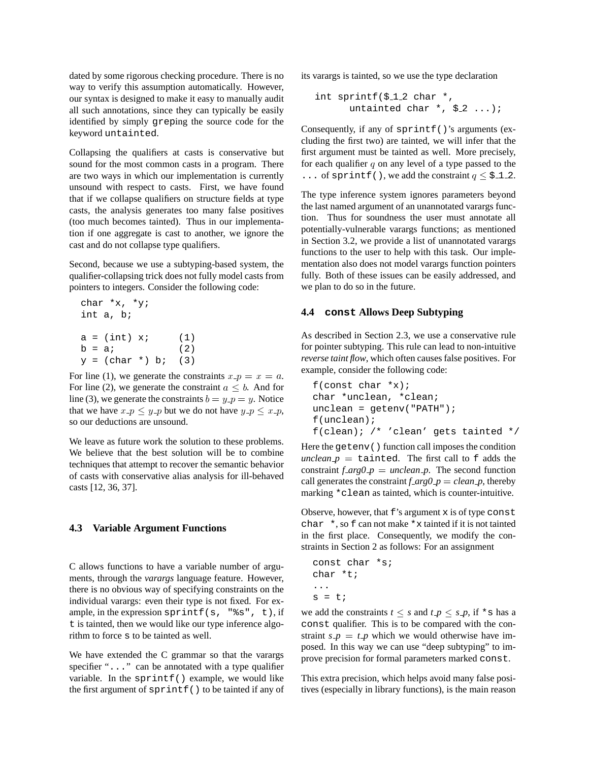dated by some rigorous checking procedure. There is no way to verify this assumption automatically. However, our syntax is designed to make it easy to manually audit all such annotations, since they can typically be easily identified by simply `grep`ing the source code for the keyword `untainted`.

Collapsing the qualifiers at casts is conservative but sound for the most common casts in a program. There are two ways in which our implementation is currently unsound with respect to casts. First, we have found that if we collapse qualifiers on structure fields at type casts, the analysis generates too many false positives (too much becomes tainted). Thus in our implementation if one aggregate is cast to another, we ignore the cast and do not collapse type qualifiers.

Second, because we use a subtyping-based system, the qualifier-collapsing trick does not fully model casts from pointers to integers. Consider the following code:

```
char *x, *y;
int a, b;

a = (int) x;      (1)
b = a;            (2)
y = (char *) b;   (3)
```

For line (1), we generate the constraints $x\_p = x = a$. For line (2), we generate the constraint $a \leq b$. And for line (3), we generate the constraints $b = y\_p = y$. Notice that we have $x\_p \leq y\_p$ but we do not have $y\_p \leq x\_p$, so our deductions are unsound.

We leave as future work the solution to these problems. We believe that the best solution will be to combine techniques that attempt to recover the semantic behavior of casts with conservative alias analysis for ill-behaved casts [12, 36, 37].

### 4.3 Variable Argument Functions

C allows functions to have a variable number of arguments, through the *varargs* language feature. However, there is no obvious way of specifying constraints on the individual varargs: even their type is not fixed. For example, in the expression `sprintf(s, "%s", t)`, if `t` is tainted, then we would like our type inference algorithm to force `s` to be tainted as well.

We have extended the C grammar so that the varargs specifier "`...`" can be annotated with a type qualifier variable. In the `sprintf()` example, we would like the first argument of `sprintf()` to be tainted if any of its varargs is tainted, so we use the type declaration

```
int sprintf($_1_2 char *,
       untainted char *, $_2 ...);
```

Consequently, if any of `sprintf()`'s arguments (excluding the first two) are tainted, we will infer that the first argument must be tainted as well. More precisely, for each qualifier $q$ on any level of a type passed to the `...` of `sprintf()`, we add the constraint $q \leq$ `$_1_2`.

The type inference system ignores parameters beyond the last named argument of an unannotated varargs function. Thus for soundness the user must annotate all potentially-vulnerable varargs functions; as mentioned in Section 3.2, we provide a list of unannotated varargs functions to the user to help with this task. Our implementation also does not model varargs function pointers fully. Both of these issues can be easily addressed, and we plan to do so in the future.

### 4.4 `const` Allows Deep Subtyping

As described in Section 2.3, we use a conservative rule for pointer subtyping. This rule can lead to non-intuitive *reverse taint flow*, which often causes false positives. For example, consider the following code:

```
f(const char *x);
char *unclean, *clean;
unclean = getenv("PATH");
f(unclean);
f(clean); /* 'clean' gets tainted */
```

Here the `getenv()` function call imposes the condition *unclean_p* = `tainted`. The first call to `f` adds the constraint *f_arg0_p* = *unclean_p*. The second function call generates the constraint *f_arg0_p* = *clean_p*, thereby marking `*clean` as tainted, which is counter-intuitive.

Observe, however, that `f`'s argument `x` is of type `const char *`, so `f` can not make `*x` tainted if it is not tainted in the first place. Consequently, we modify the constraints in Section 2 as follows: For an assignment

```
const char *s;
char *t;
...
s = t;
```

we add the constraints $t \leq s$ and $t\_p \leq s\_p$, if `*s` has a `const` qualifier. This is to be compared with the constraint $s\_p = t\_p$ which we would otherwise have imposed. In this way we can use "deep subtyping" to improve precision for formal parameters marked `const`.

This extra precision, which helps avoid many false positives (especially in library functions), is the main reason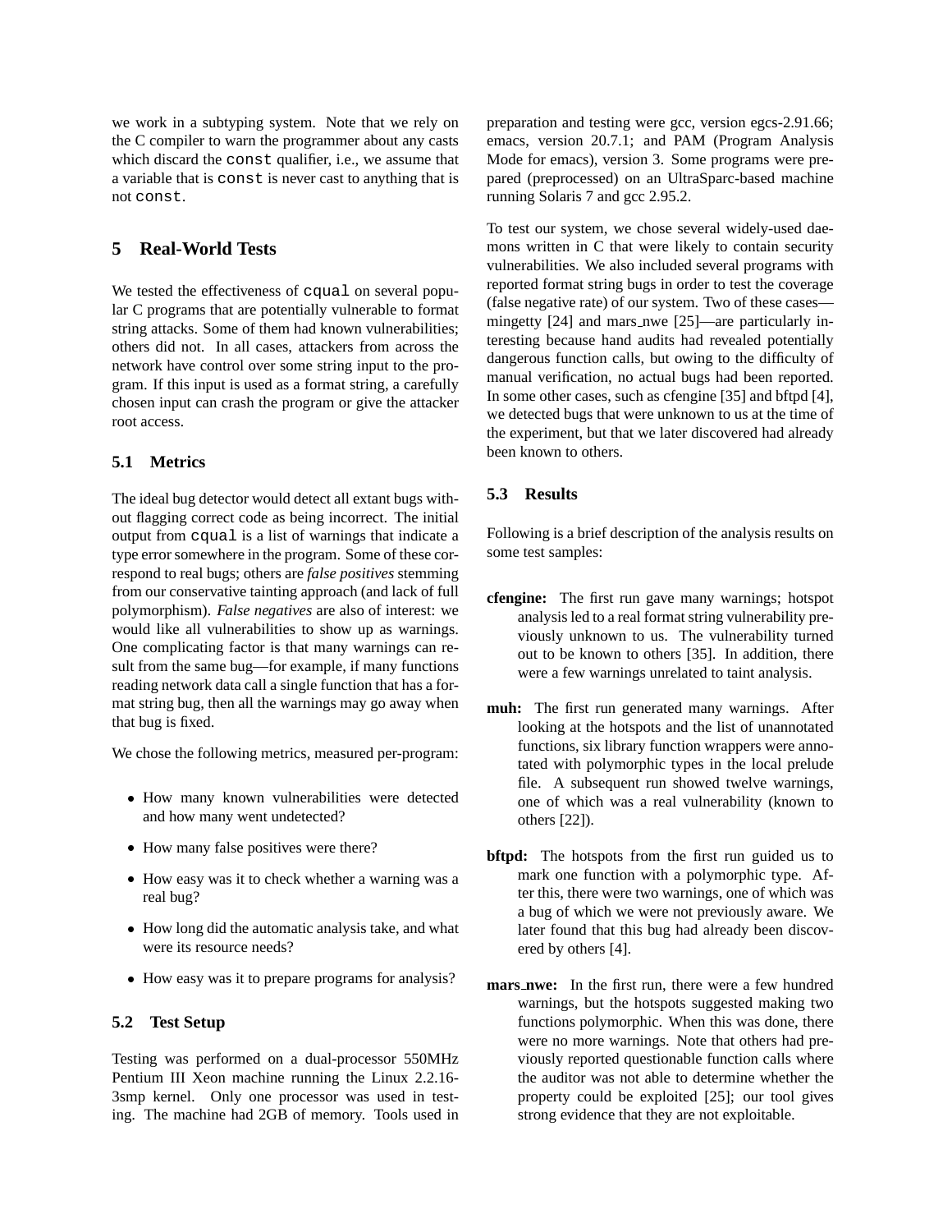we work in a subtyping system. Note that we rely on the C compiler to warn the programmer about any casts which discard the `const` qualifier, i.e., we assume that a variable that is `const` is never cast to anything that is not `const`.

## 5 Real-World Tests

We tested the effectiveness of `cqual` on several popular C programs that are potentially vulnerable to format string attacks. Some of them had known vulnerabilities; others did not. In all cases, attackers from across the network have control over some string input to the program. If this input is used as a format string, a carefully chosen input can crash the program or give the attacker root access.

### 5.1 Metrics

The ideal bug detector would detect all extant bugs without flagging correct code as being incorrect. The initial output from `cqual` is a list of warnings that indicate a type error somewhere in the program. Some of these correspond to real bugs; others are *false positives* stemming from our conservative tainting approach (and lack of full polymorphism). *False negatives* are also of interest: we would like all vulnerabilities to show up as warnings. One complicating factor is that many warnings can result from the same bug—for example, if many functions reading network data call a single function that has a format string bug, then all the warnings may go away when that bug is fixed.

We chose the following metrics, measured per-program:

- How many known vulnerabilities were detected and how many went undetected?
- How many false positives were there?
- How easy was it to check whether a warning was a real bug?
- How long did the automatic analysis take, and what were its resource needs?
- How easy was it to prepare programs for analysis?

### 5.2 Test Setup

Testing was performed on a dual-processor 550MHz Pentium III Xeon machine running the Linux 2.2.16-3smp kernel. Only one processor was used in testing. The machine had 2GB of memory. Tools used in preparation and testing were gcc, version egcs-2.91.66; emacs, version 20.7.1; and PAM (Program Analysis Mode for emacs), version 3. Some programs were prepared (preprocessed) on an UltraSparc-based machine running Solaris 7 and gcc 2.95.2.

To test our system, we chose several widely-used daemons written in C that were likely to contain security vulnerabilities. We also included several programs with reported format string bugs in order to test the coverage (false negative rate) of our system. Two of these cases—mingetty [24] and mars_nwe [25]—are particularly interesting because hand audits had revealed potentially dangerous function calls, but owing to the difficulty of manual verification, no actual bugs had been reported. In some other cases, such as cfengine [35] and bftpd [4], we detected bugs that were unknown to us at the time of the experiment, but that we later discovered had already been known to others.

### 5.3 Results

Following is a brief description of the analysis results on some test samples:

**cfengine:** The first run gave many warnings; hotspot analysis led to a real format string vulnerability previously unknown to us. The vulnerability turned out to be known to others [35]. In addition, there were a few warnings unrelated to taint analysis.

**muh:** The first run generated many warnings. After looking at the hotspots and the list of unannotated functions, six library function wrappers were annotated with polymorphic types in the local prelude file. A subsequent run showed twelve warnings, one of which was a real vulnerability (known to others [22]).

**bftpd:** The hotspots from the first run guided us to mark one function with a polymorphic type. After this, there were two warnings, one of which was a bug of which we were not previously aware. We later found that this bug had already been discovered by others [4].

**mars_nwe:** In the first run, there were a few hundred warnings, but the hotspots suggested making two functions polymorphic. When this was done, there were no more warnings. Note that others had previously reported questionable function calls where the auditor was not able to determine whether the property could be exploited [25]; our tool gives strong evidence that they are not exploitable.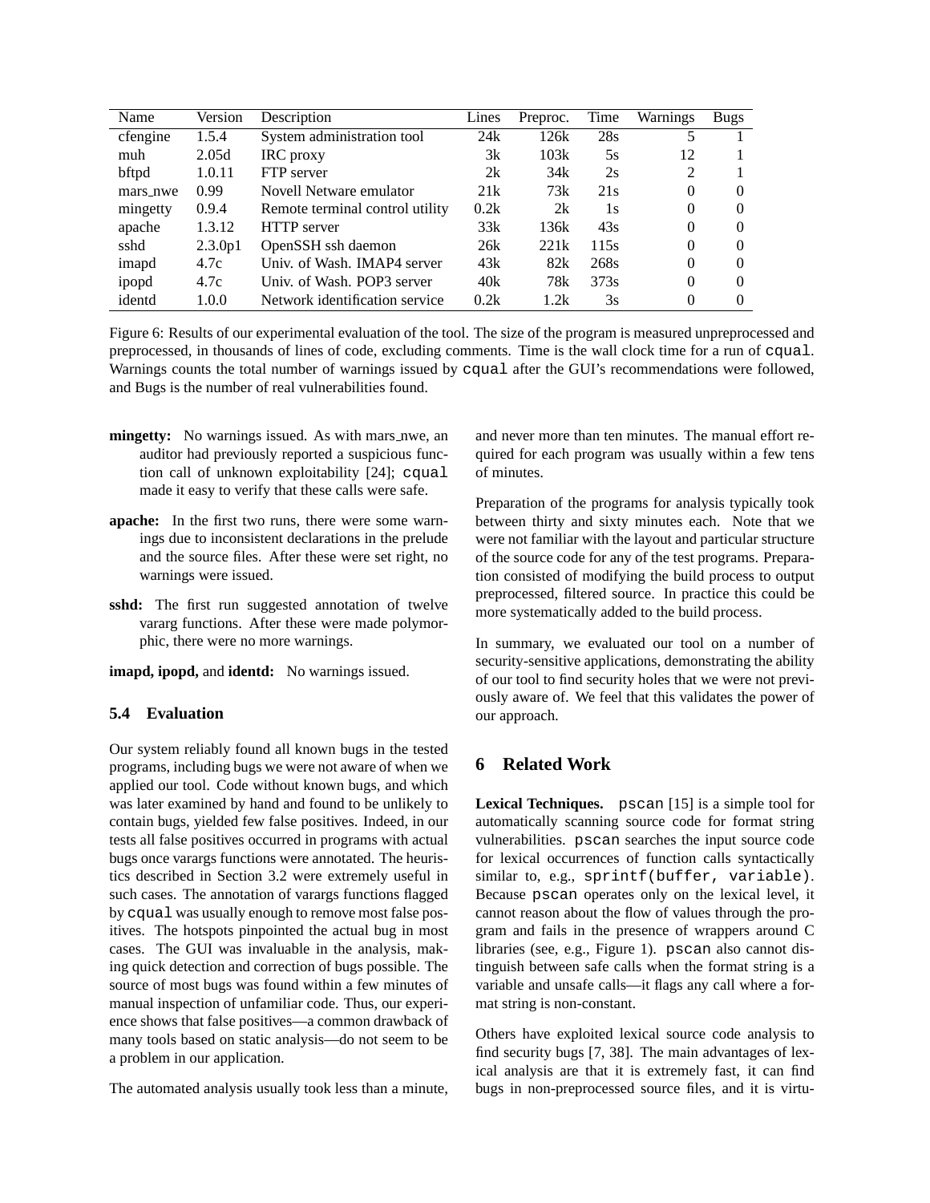| Name | Version | Description | Lines | Preproc. | Time | Warnings | Bugs |
|---|---|---|---|---|---|---|---|
| cfengine | 1.5.4 | System administration tool | 24k | 126k | 28s | 5 | 1 |
| muh | 2.05d | IRC proxy | 3k | 103k | 5s | 12 | 1 |
| bftpd | 1.0.11 | FTP server | 2k | 34k | 2s | 2 | 1 |
| mars_nwe | 0.99 | Novell Netware emulator | 21k | 73k | 21s | 0 | 0 |
| mingetty | 0.9.4 | Remote terminal control utility | 0.2k | 2k | 1s | 0 | 0 |
| apache | 1.3.12 | HTTP server | 33k | 136k | 43s | 0 | 0 |
| sshd | 2.3.0p1 | OpenSSH ssh daemon | 26k | 221k | 115s | 0 | 0 |
| imapd | 4.7c | Univ. of Wash. IMAP4 server | 43k | 82k | 268s | 0 | 0 |
| ipopd | 4.7c | Univ. of Wash. POP3 server | 40k | 78k | 373s | 0 | 0 |
| identd | 1.0.0 | Network identification service | 0.2k | 1.2k | 3s | 0 | 0 |

Figure 6: Results of our experimental evaluation of the tool. The size of the program is measured unpreprocessed and preprocessed, in thousands of lines of code, excluding comments. Time is the wall clock time for a run of `cqual`. Warnings counts the total number of warnings issued by `cqual` after the GUI's recommendations were followed, and Bugs is the number of real vulnerabilities found.

- **mingetty:** No warnings issued. As with mars_nwe, an auditor had previously reported a suspicious function call of unknown exploitability [24]; `cqual` made it easy to verify that these calls were safe.

- **apache:** In the first two runs, there were some warnings due to inconsistent declarations in the prelude and the source files. After these were set right, no warnings were issued.

- **sshd:** The first run suggested annotation of twelve vararg functions. After these were made polymorphic, there were no more warnings.

- **imapd, ipopd,** and **identd:** No warnings issued.

### 5.4 Evaluation

Our system reliably found all known bugs in the tested programs, including bugs we were not aware of when we applied our tool. Code without known bugs, and which was later examined by hand and found to be unlikely to contain bugs, yielded few false positives. Indeed, in our tests all false positives occurred in programs with actual bugs once varargs functions were annotated. The heuristics described in Section 3.2 were extremely useful in such cases. The annotation of varargs functions flagged by `cqual` was usually enough to remove most false positives. The hotspots pinpointed the actual bug in most cases. The GUI was invaluable in the analysis, making quick detection and correction of bugs possible. The source of most bugs was found within a few minutes of manual inspection of unfamiliar code. Thus, our experience shows that false positives—a common drawback of many tools based on static analysis—do not seem to be a problem in our application.

The automated analysis usually took less than a minute, and never more than ten minutes. The manual effort required for each program was usually within a few tens of minutes.

Preparation of the programs for analysis typically took between thirty and sixty minutes each. Note that we were not familiar with the layout and particular structure of the source code for any of the test programs. Preparation consisted of modifying the build process to output preprocessed, filtered source. In practice this could be more systematically added to the build process.

In summary, we evaluated our tool on a number of security-sensitive applications, demonstrating the ability of our tool to find security holes that we were not previously aware of. We feel that this validates the power of our approach.

## 6 Related Work

**Lexical Techniques.** `pscan` [15] is a simple tool for automatically scanning source code for format string vulnerabilities. `pscan` searches the input source code for lexical occurrences of function calls syntactically similar to, e.g., `sprintf(buffer, variable)`. Because `pscan` operates only on the lexical level, it cannot reason about the flow of values through the program and fails in the presence of wrappers around C libraries (see, e.g., Figure 1). `pscan` also cannot distinguish between safe calls when the format string is a variable and unsafe calls—it flags any call where a format string is non-constant.

Others have exploited lexical source code analysis to find security bugs [7, 38]. The main advantages of lexical analysis are that it is extremely fast, it can find bugs in non-preprocessed source files, and it is virtu-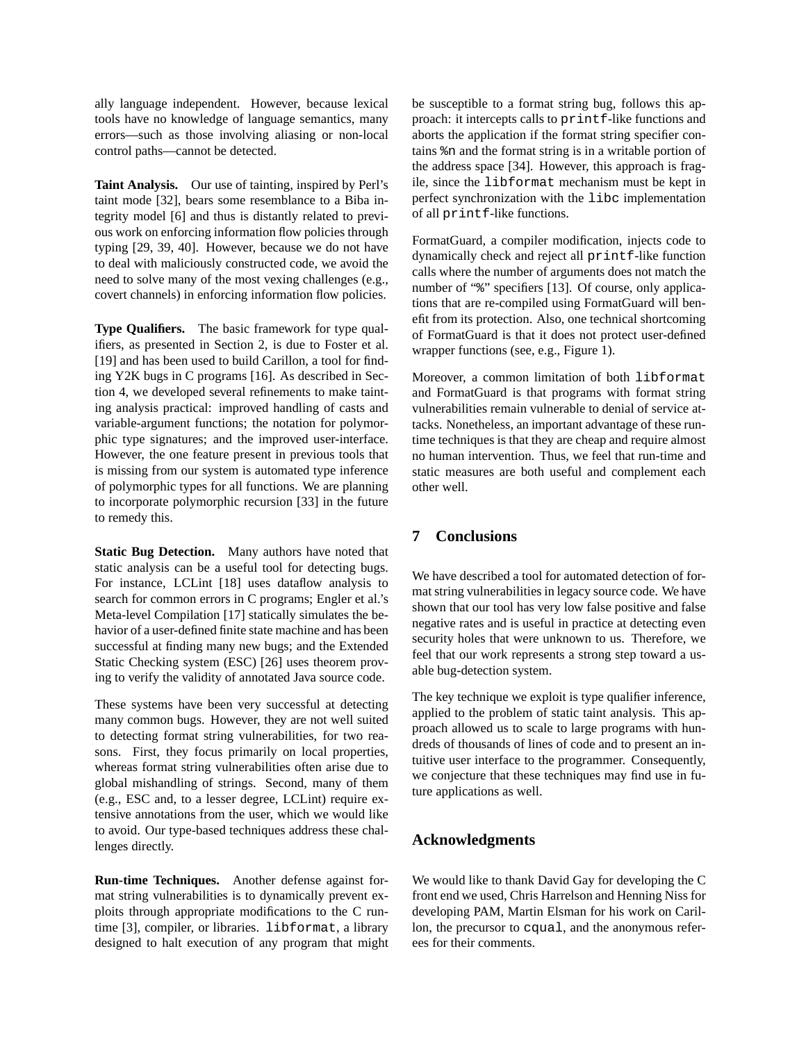ally language independent. However, because lexical tools have no knowledge of language semantics, many errors—such as those involving aliasing or non-local control paths—cannot be detected.

**Taint Analysis.** Our use of tainting, inspired by Perl's taint mode [32], bears some resemblance to a Biba integrity model [6] and thus is distantly related to previous work on enforcing information flow policies through typing [29, 39, 40]. However, because we do not have to deal with maliciously constructed code, we avoid the need to solve many of the most vexing challenges (e.g., covert channels) in enforcing information flow policies.

**Type Qualifiers.** The basic framework for type qualifiers, as presented in Section 2, is due to Foster et al. [19] and has been used to build Carillon, a tool for finding Y2K bugs in C programs [16]. As described in Section 4, we developed several refinements to make tainting analysis practical: improved handling of casts and variable-argument functions; the notation for polymorphic type signatures; and the improved user-interface. However, the one feature present in previous tools that is missing from our system is automated type inference of polymorphic types for all functions. We are planning to incorporate polymorphic recursion [33] in the future to remedy this.

**Static Bug Detection.** Many authors have noted that static analysis can be a useful tool for detecting bugs. For instance, LCLint [18] uses dataflow analysis to search for common errors in C programs; Engler et al.'s Meta-level Compilation [17] statically simulates the behavior of a user-defined finite state machine and has been successful at finding many new bugs; and the Extended Static Checking system (ESC) [26] uses theorem proving to verify the validity of annotated Java source code.

These systems have been very successful at detecting many common bugs. However, they are not well suited to detecting format string vulnerabilities, for two reasons. First, they focus primarily on local properties, whereas format string vulnerabilities often arise due to global mishandling of strings. Second, many of them (e.g., ESC and, to a lesser degree, LCLint) require extensive annotations from the user, which we would like to avoid. Our type-based techniques address these challenges directly.

**Run-time Techniques.** Another defense against format string vulnerabilities is to dynamically prevent exploits through appropriate modifications to the C runtime [3], compiler, or libraries. `libformat`, a library designed to halt execution of any program that might be susceptible to a format string bug, follows this approach: it intercepts calls to `printf`-like functions and aborts the application if the format string specifier contains `%n` and the format string is in a writable portion of the address space [34]. However, this approach is fragile, since the `libformat` mechanism must be kept in perfect synchronization with the `libc` implementation of all `printf`-like functions.

FormatGuard, a compiler modification, injects code to dynamically check and reject all `printf`-like function calls where the number of arguments does not match the number of "`%`" specifiers [13]. Of course, only applications that are re-compiled using FormatGuard will benefit from its protection. Also, one technical shortcoming of FormatGuard is that it does not protect user-defined wrapper functions (see, e.g., Figure 1).

Moreover, a common limitation of both `libformat` and FormatGuard is that programs with format string vulnerabilities remain vulnerable to denial of service attacks. Nonetheless, an important advantage of these runtime techniques is that they are cheap and require almost no human intervention. Thus, we feel that run-time and static measures are both useful and complement each other well.

## 7 Conclusions

We have described a tool for automated detection of format string vulnerabilities in legacy source code. We have shown that our tool has very low false positive and false negative rates and is useful in practice at detecting even security holes that were unknown to us. Therefore, we feel that our work represents a strong step toward a usable bug-detection system.

The key technique we exploit is type qualifier inference, applied to the problem of static taint analysis. This approach allowed us to scale to large programs with hundreds of thousands of lines of code and to present an intuitive user interface to the programmer. Consequently, we conjecture that these techniques may find use in future applications as well.

## Acknowledgments

We would like to thank David Gay for developing the C front end we used, Chris Harrelson and Henning Niss for developing PAM, Martin Elsman for his work on Carillon, the precursor to `cqual`, and the anonymous referees for their comments.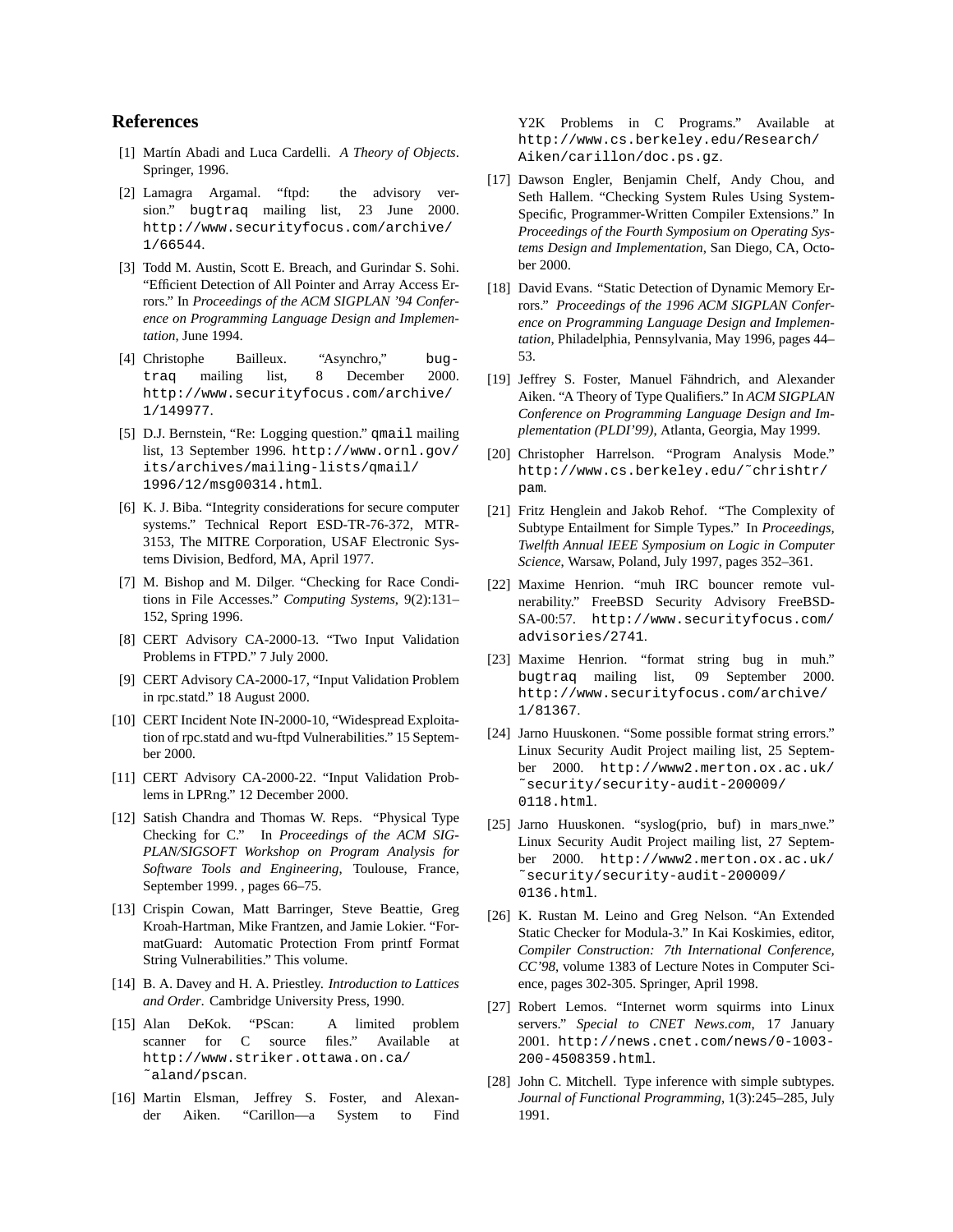## References

[1] Martín Abadi and Luca Cardelli. *A Theory of Objects*. Springer, 1996.

[2] Lamagra Argamal. "ftpd: the advisory version." bugtraq mailing list, 23 June 2000. http://www.securityfocus.com/archive/1/66544.

[3] Todd M. Austin, Scott E. Breach, and Gurindar S. Sohi. "Efficient Detection of All Pointer and Array Access Errors." In *Proceedings of the ACM SIGPLAN '94 Conference on Programming Language Design and Implementation*, June 1994.

[4] Christophe Bailleux. "Asynchro," bugtraq mailing list, 8 December 2000. http://www.securityfocus.com/archive/1/149977.

[5] D.J. Bernstein, "Re: Logging question." qmail mailing list, 13 September 1996. http://www.ornl.gov/its/archives/mailing-lists/qmail/1996/12/msg00314.html.

[6] K. J. Biba. "Integrity considerations for secure computer systems." Technical Report ESD-TR-76-372, MTR-3153, The MITRE Corporation, USAF Electronic Systems Division, Bedford, MA, April 1977.

[7] M. Bishop and M. Dilger. "Checking for Race Conditions in File Accesses." *Computing Systems*, 9(2):131–152, Spring 1996.

[8] CERT Advisory CA-2000-13. "Two Input Validation Problems in FTPD." 7 July 2000.

[9] CERT Advisory CA-2000-17, "Input Validation Problem in rpc.statd." 18 August 2000.

[10] CERT Incident Note IN-2000-10, "Widespread Exploitation of rpc.statd and wu-ftpd Vulnerabilities." 15 September 2000.

[11] CERT Advisory CA-2000-22. "Input Validation Problems in LPRng." 12 December 2000.

[12] Satish Chandra and Thomas W. Reps. "Physical Type Checking for C." In *Proceedings of the ACM SIGPLAN/SIGSOFT Workshop on Program Analysis for Software Tools and Engineering*, Toulouse, France, September 1999. , pages 66–75.

[13] Crispin Cowan, Matt Barringer, Steve Beattie, Greg Kroah-Hartman, Mike Frantzen, and Jamie Lokier. "FormatGuard: Automatic Protection From printf Format String Vulnerabilities." This volume.

[14] B. A. Davey and H. A. Priestley. *Introduction to Lattices and Order*. Cambridge University Press, 1990.

[15] Alan DeKok. "PScan: A limited problem scanner for C source files." Available at http://www.striker.ottawa.on.ca/~aland/pscan.

[16] Martin Elsman, Jeffrey S. Foster, and Alexander Aiken. "Carillon—a System to Find Y2K Problems in C Programs." Available at http://www.cs.berkeley.edu/Research/Aiken/carillon/doc.ps.gz.

[17] Dawson Engler, Benjamin Chelf, Andy Chou, and Seth Hallem. "Checking System Rules Using System-Specific, Programmer-Written Compiler Extensions." In *Proceedings of the Fourth Symposium on Operating Systems Design and Implementation*, San Diego, CA, October 2000.

[18] David Evans. "Static Detection of Dynamic Memory Errors." *Proceedings of the 1996 ACM SIGPLAN Conference on Programming Language Design and Implementation*, Philadelphia, Pennsylvania, May 1996, pages 44–53.

[19] Jeffrey S. Foster, Manuel Fähndrich, and Alexander Aiken. "A Theory of Type Qualifiers." In *ACM SIGPLAN Conference on Programming Language Design and Implementation (PLDI'99)*, Atlanta, Georgia, May 1999.

[20] Christopher Harrelson. "Program Analysis Mode." http://www.cs.berkeley.edu/~chrishtr/pam.

[21] Fritz Henglein and Jakob Rehof. "The Complexity of Subtype Entailment for Simple Types." In *Proceedings, Twelfth Annual IEEE Symposium on Logic in Computer Science*, Warsaw, Poland, July 1997, pages 352–361.

[22] Maxime Henrion. "muh IRC bouncer remote vulnerability." FreeBSD Security Advisory FreeBSD-SA-00:57. http://www.securityfocus.com/advisories/2741.

[23] Maxime Henrion. "format string bug in muh." bugtraq mailing list, 09 September 2000. http://www.securityfocus.com/archive/1/81367.

[24] Jarno Huuskonen. "Some possible format string errors." Linux Security Audit Project mailing list, 25 September 2000. http://www2.merton.ox.ac.uk/~security/security-audit-200009/0118.html.

[25] Jarno Huuskonen. "syslog(prio, buf) in mars_nwe." Linux Security Audit Project mailing list, 27 September 2000. http://www2.merton.ox.ac.uk/~security/security-audit-200009/0136.html.

[26] K. Rustan M. Leino and Greg Nelson. "An Extended Static Checker for Modula-3." In Kai Koskimies, editor, *Compiler Construction: 7th International Conference, CC'98*, volume 1383 of Lecture Notes in Computer Science, pages 302-305. Springer, April 1998.

[27] Robert Lemos. "Internet worm squirms into Linux servers." *Special to CNET News.com*, 17 January 2001. http://news.cnet.com/news/0-1003-200-4508359.html.

[28] John C. Mitchell. Type inference with simple subtypes. *Journal of Functional Programming*, 1(3):245–285, July 1991.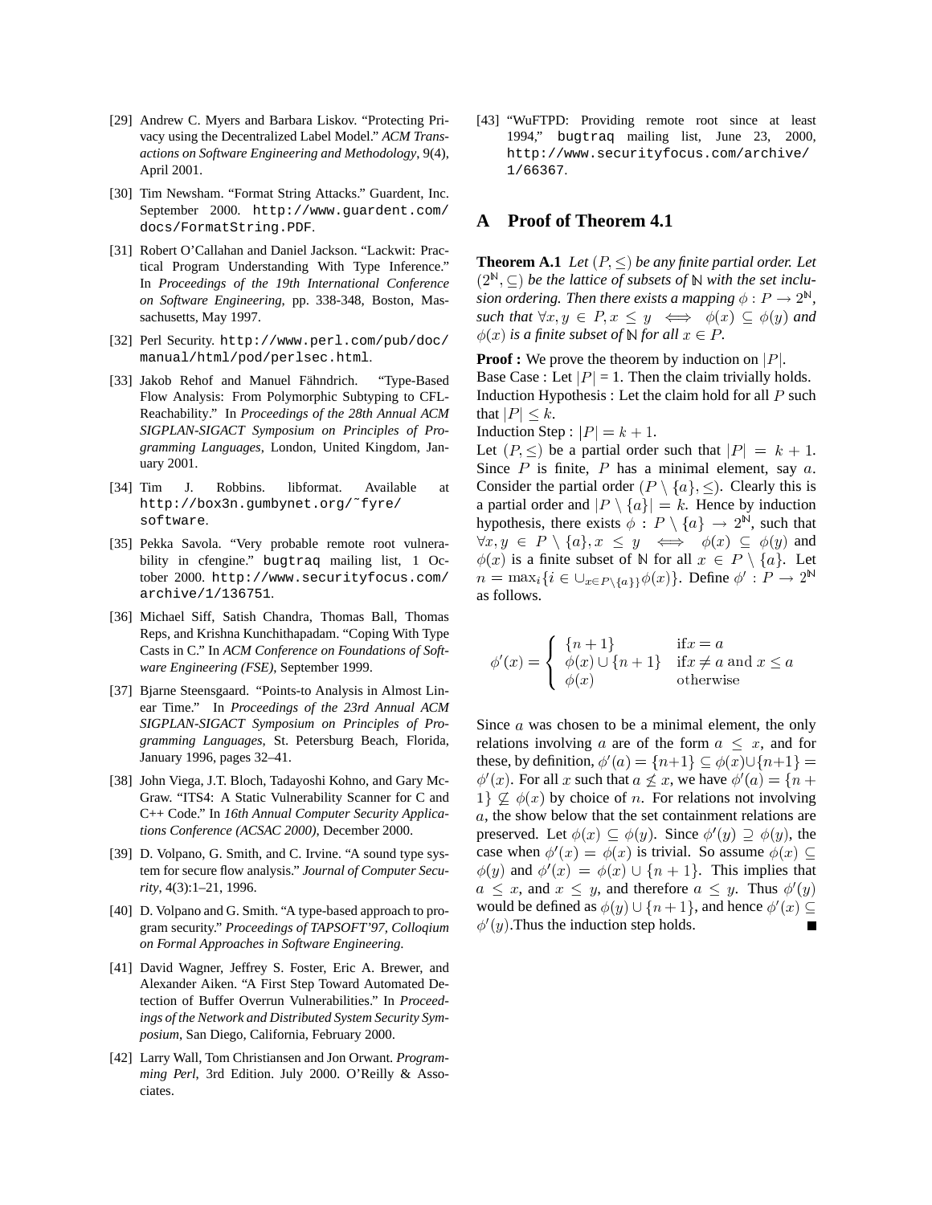[29] Andrew C. Myers and Barbara Liskov. "Protecting Privacy using the Decentralized Label Model." *ACM Transactions on Software Engineering and Methodology*, 9(4), April 2001.

[30] Tim Newsham. "Format String Attacks." Guardent, Inc. September 2000. http://www.guardent.com/docs/FormatString.PDF.

[31] Robert O'Callahan and Daniel Jackson. "Lackwit: Practical Program Understanding With Type Inference." In *Proceedings of the 19th International Conference on Software Engineering*, pp. 338-348, Boston, Massachusetts, May 1997.

[32] Perl Security. http://www.perl.com/pub/doc/manual/html/pod/perlsec.html.

[33] Jakob Rehof and Manuel Fähndrich. "Type-Based Flow Analysis: From Polymorphic Subtyping to CFL-Reachability." In *Proceedings of the 28th Annual ACM SIGPLAN-SIGACT Symposium on Principles of Programming Languages*, London, United Kingdom, January 2001.

[34] Tim J. Robbins. libformat. Available at http://box3n.gumbynet.org/~fyre/software.

[35] Pekka Savola. "Very probable remote root vulnerability in cfengine." bugtraq mailing list, 1 October 2000. http://www.securityfocus.com/archive/1/136751.

[36] Michael Siff, Satish Chandra, Thomas Ball, Thomas Reps, and Krishna Kunchithapadam. "Coping With Type Casts in C." In *ACM Conference on Foundations of Software Engineering (FSE)*, September 1999.

[37] Bjarne Steensgaard. "Points-to Analysis in Almost Linear Time." In *Proceedings of the 23rd Annual ACM SIGPLAN-SIGACT Symposium on Principles of Programming Languages*, St. Petersburg Beach, Florida, January 1996, pages 32–41.

[38] John Viega, J.T. Bloch, Tadayoshi Kohno, and Gary McGraw. "ITS4: A Static Vulnerability Scanner for C and C++ Code." In *16th Annual Computer Security Applications Conference (ACSAC 2000)*, December 2000.

[39] D. Volpano, G. Smith, and C. Irvine. "A sound type system for secure flow analysis." *Journal of Computer Security*, 4(3):1–21, 1996.

[40] D. Volpano and G. Smith. "A type-based approach to program security." *Proceedings of TAPSOFT'97, Colloqium on Formal Approaches in Software Engineering*.

[41] David Wagner, Jeffrey S. Foster, Eric A. Brewer, and Alexander Aiken. "A First Step Toward Automated Detection of Buffer Overrun Vulnerabilities." In *Proceedings of the Network and Distributed System Security Symposium*, San Diego, California, February 2000.

[42] Larry Wall, Tom Christiansen and Jon Orwant. *Programming Perl*, 3rd Edition. July 2000. O'Reilly & Associates.

[43] "WuFTPD: Providing remote root since at least 1994," bugtraq mailing list, June 23, 2000, http://www.securityfocus.com/archive/1/66367.

## A Proof of Theorem 4.1

**Theorem A.1** *Let $(P, \leq)$ be any finite partial order. Let $(2^{\mathbb{N}}, \subseteq)$ be the lattice of subsets of $\mathbb{N}$ with the set inclusion ordering. Then there exists a mapping $\phi : P \rightarrow 2^{\mathbb{N}}$, such that $\forall x, y \in P, x \leq y \iff \phi(x) \subseteq \phi(y)$ and $\phi(x)$ is a finite subset of $\mathbb{N}$ for all $x \in P$.*

**Proof :** We prove the theorem by induction on $|P|$.
Base Case : Let $|P| = 1$. Then the claim trivially holds.
Induction Hypothesis : Let the claim hold for all $P$ such that $|P| \leq k$.
Induction Step : $|P| = k + 1$.
Let $(P, \leq)$ be a partial order such that $|P| = k + 1$. Since $P$ is finite, $P$ has a minimal element, say $a$. Consider the partial order $(P \setminus \{a\}, \leq)$. Clearly this is a partial order and $|P \setminus \{a\}| = k$. Hence by induction hypothesis, there exists $\phi : P \setminus \{a\} \rightarrow 2^{\mathbb{N}}$, such that $\forall x, y \in P \setminus \{a\}, x \leq y \iff \phi(x) \subseteq \phi(y)$ and $\phi(x)$ is a finite subset of $\mathbb{N}$ for all $x \in P \setminus \{a\}$. Let $n = \max_i \{i \in \cup_{x \in P \setminus \{a\}\}} \phi(x)\}$. Define $\phi' : P \rightarrow 2^{\mathbb{N}}$ as follows.

$$
\phi'(x) = \begin{cases} \{n+1\} & \text{if} x = a \\ \phi(x) \cup \{n+1\} & \text{if} x \neq a \text{ and } x \leq a \\ \phi(x) & \text{otherwise} \end{cases}
$$

Since $a$ was chosen to be a minimal element, the only relations involving $a$ are of the form $a \leq x$, and for these, by definition, $\phi'(a) = \{n+1\} \subseteq \phi(x) \cup \{n+1\} = \phi'(x)$. For all $x$ such that $a \not\leq x$, we have $\phi'(a) = \{n+1\} \not\subseteq \phi(x)$ by choice of $n$. For relations not involving $a$, the show below that the set containment relations are preserved. Let $\phi(x) \subseteq \phi(y)$. Since $\phi'(y) \supseteq \phi(y)$, the case when $\phi'(x) = \phi(x)$ is trivial. So assume $\phi(x) \subseteq \phi(y)$ and $\phi'(x) = \phi(x) \cup \{n+1\}$. This implies that $a \leq x$, and $x \leq y$, and therefore $a \leq y$. Thus $\phi'(y)$ would be defined as $\phi(y) \cup \{n+1\}$, and hence $\phi'(x) \subseteq \phi'(y)$.Thus the induction step holds. ∎